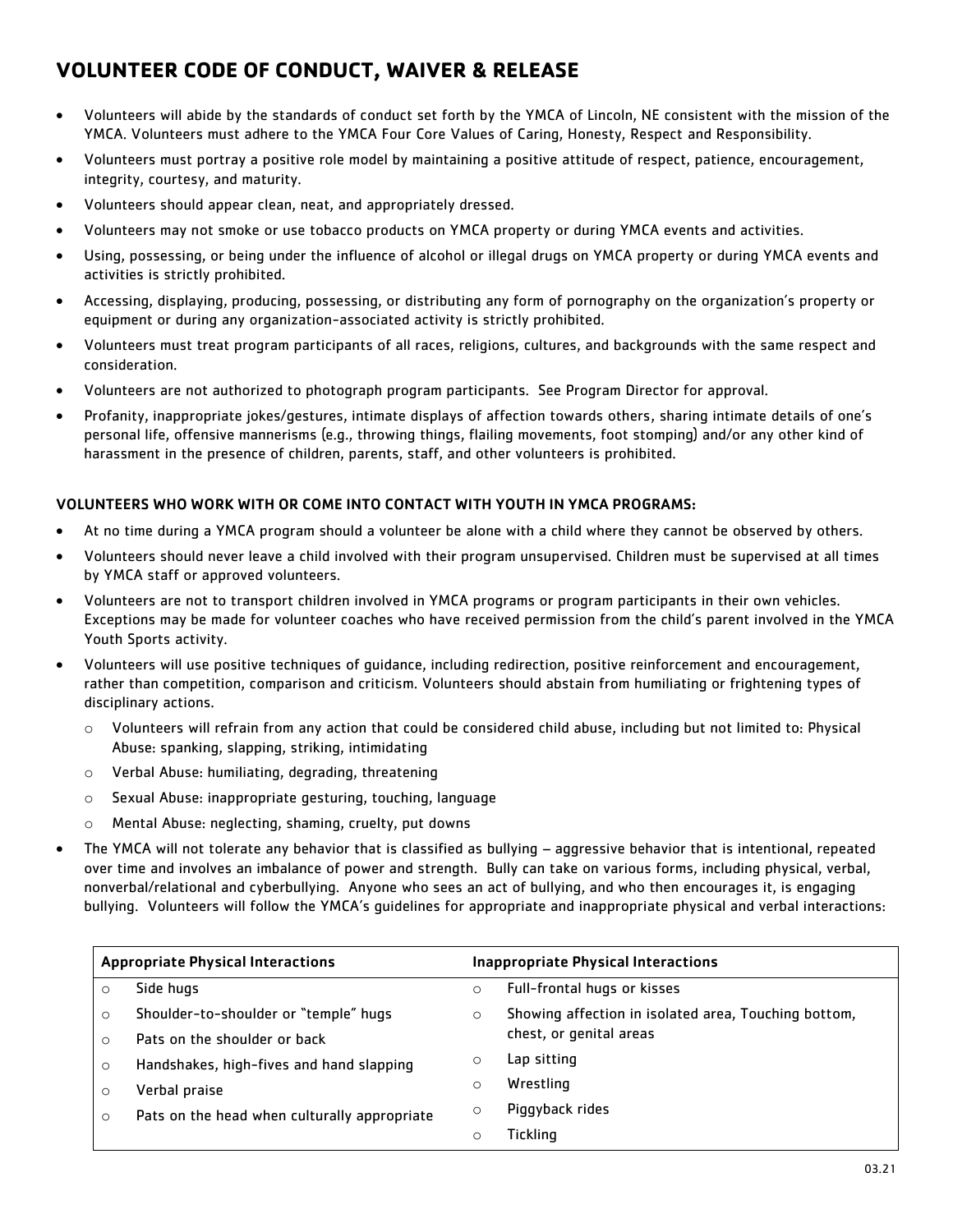# VOLUNTEER CODE OF CONDUCT, WAIVER & RELEASE

- Volunteers will abide by the standards of conduct set forth by the YMCA of Lincoln, NE consistent with the mission of the YMCA. Volunteers must adhere to the YMCA Four Core Values of Caring, Honesty, Respect and Responsibility.
- Volunteers must portray a positive role model by maintaining a positive attitude of respect, patience, encouragement, integrity, courtesy, and maturity.
- Volunteers should appear clean, neat, and appropriately dressed.
- Volunteers may not smoke or use tobacco products on YMCA property or during YMCA events and activities.
- Using, possessing, or being under the influence of alcohol or illegal drugs on YMCA property or during YMCA events and activities is strictly prohibited.
- Accessing, displaying, producing, possessing, or distributing any form of pornography on the organization's property or equipment or during any organization-associated activity is strictly prohibited.
- Volunteers must treat program participants of all races, religions, cultures, and backgrounds with the same respect and consideration.
- Volunteers are not authorized to photograph program participants. See Program Director for approval.
- Profanity, inappropriate jokes/gestures, intimate displays of affection towards others, sharing intimate details of one's personal life, offensive mannerisms (e.g., throwing things, flailing movements, foot stomping) and/or any other kind of harassment in the presence of children, parents, staff, and other volunteers is prohibited.

**VOLUNTEERS WHO WORK WITH OR COME INTO CONTACT WITH YOUTH IN YMCA PROGRAMS:**

- At no time during a YMCA program should a volunteer be alone with a child where they cannot be observed by others.
- Volunteers should never leave a child involved with their program unsupervised. Children must be supervised at all times by YMCA staff or approved volunteers.
- Volunteers are not to transport children involved in YMCA programs or program participants in their own vehicles. Exceptions may be made for volunteer coaches who have received permission from the child's parent involved in the YMCA Youth Sports activity.
- Volunteers will use positive techniques of guidance, including redirection, positive reinforcement and encouragement, rather than competition, comparison and criticism. Volunteers should abstain from humiliating or frightening types of disciplinary actions.
  - Volunteers will refrain from any action that could be considered child abuse, including but not limited to: Physical Abuse: spanking, slapping, striking, intimidating
  - Verbal Abuse: humiliating, degrading, threatening
  - Sexual Abuse: inappropriate gesturing, touching, language
  - Mental Abuse: neglecting, shaming, cruelty, put downs
- The YMCA will not tolerate any behavior that is classified as bullying – aggressive behavior that is intentional, repeated over time and involves an imbalance of power and strength. Bully can take on various forms, including physical, verbal, nonverbal/relational and cyberbullying. Anyone who sees an act of bullying, and who then encourages it, is engaging bullying. Volunteers will follow the YMCA's guidelines for appropriate and inappropriate physical and verbal interactions:

| Appropriate Physical Interactions | Inappropriate Physical Interactions |
|---|---|
| ○ Side hugs | ○ Full-frontal hugs or kisses |
| ○ Shoulder-to-shoulder or "temple" hugs | ○ Showing affection in isolated area, Touching bottom, chest, or genital areas |
| ○ Pats on the shoulder or back | |
| ○ Handshakes, high-fives and hand slapping | ○ Lap sitting |
| ○ Verbal praise | ○ Wrestling |
| ○ Pats on the head when culturally appropriate | ○ Piggyback rides |
| | ○ Tickling |

03.21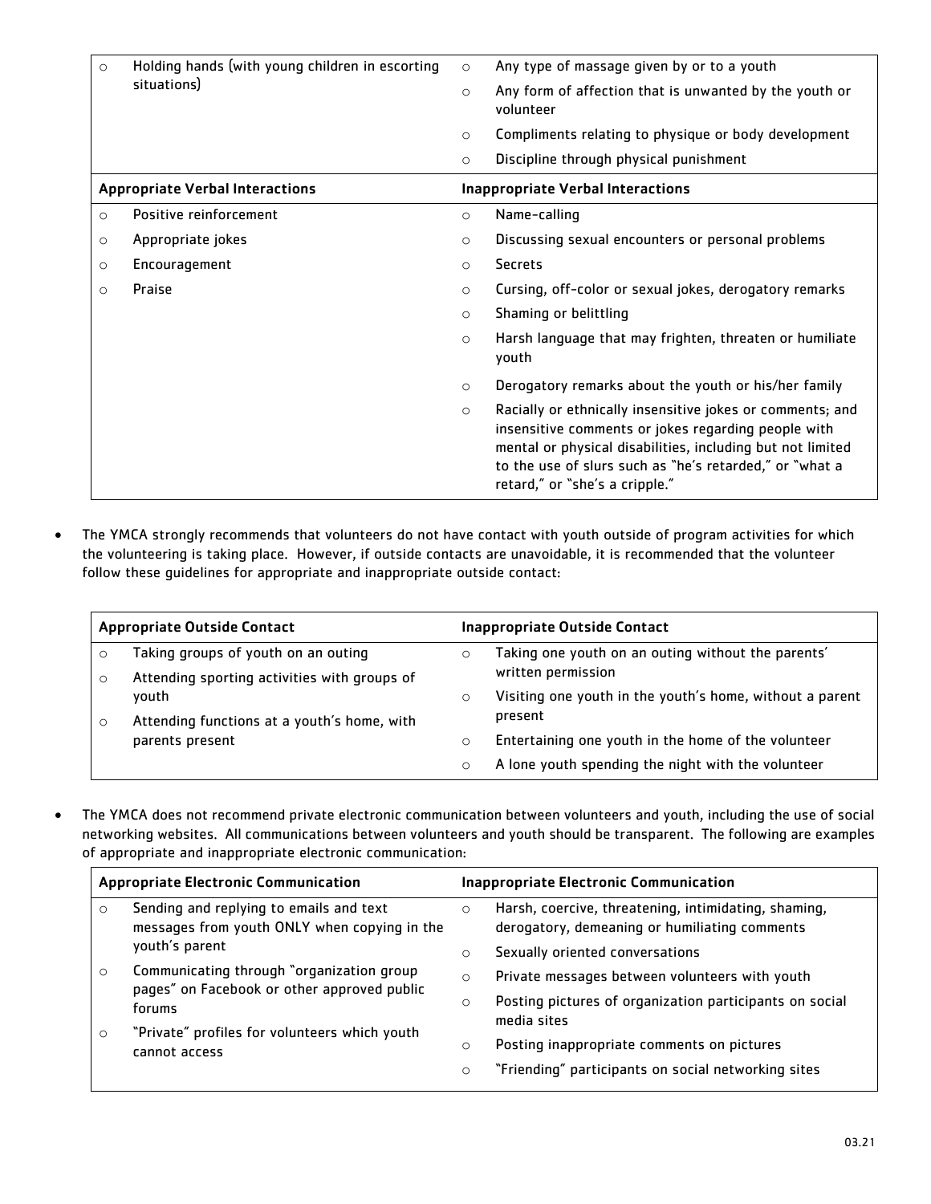| | |
|---|---|
| ○ Holding hands (with young children in escorting situations) | ○ Any type of massage given by or to a youth<br>○ Any form of affection that is unwanted by the youth or volunteer<br>○ Compliments relating to physique or body development<br>○ Discipline through physical punishment |
| **Appropriate Verbal Interactions** | **Inappropriate Verbal Interactions** |
| ○ Positive reinforcement<br>○ Appropriate jokes<br>○ Encouragement<br>○ Praise | ○ Name-calling<br>○ Discussing sexual encounters or personal problems<br>○ Secrets<br>○ Cursing, off-color or sexual jokes, derogatory remarks<br>○ Shaming or belittling<br>○ Harsh language that may frighten, threaten or humiliate youth<br>○ Derogatory remarks about the youth or his/her family<br>○ Racially or ethnically insensitive jokes or comments; and insensitive comments or jokes regarding people with mental or physical disabilities, including but not limited to the use of slurs such as "he's retarded," or "what a retard," or "she's a cripple." |

- The YMCA strongly recommends that volunteers do not have contact with youth outside of program activities for which the volunteering is taking place. However, if outside contacts are unavoidable, it is recommended that the volunteer follow these guidelines for appropriate and inappropriate outside contact:

| Appropriate Outside Contact | Inappropriate Outside Contact |
|---|---|
| ○ Taking groups of youth on an outing<br>○ Attending sporting activities with groups of youth<br>○ Attending functions at a youth's home, with parents present | ○ Taking one youth on an outing without the parents' written permission<br>○ Visiting one youth in the youth's home, without a parent present<br>○ Entertaining one youth in the home of the volunteer<br>○ A lone youth spending the night with the volunteer |

- The YMCA does not recommend private electronic communication between volunteers and youth, including the use of social networking websites. All communications between volunteers and youth should be transparent. The following are examples of appropriate and inappropriate electronic communication:

| Appropriate Electronic Communication | Inappropriate Electronic Communication |
|---|---|
| ○ Sending and replying to emails and text messages from youth ONLY when copying in the youth's parent<br>○ Communicating through "organization group pages" on Facebook or other approved public forums<br>○ "Private" profiles for volunteers which youth cannot access | ○ Harsh, coercive, threatening, intimidating, shaming, derogatory, demeaning or humiliating comments<br>○ Sexually oriented conversations<br>○ Private messages between volunteers with youth<br>○ Posting pictures of organization participants on social media sites<br>○ Posting inappropriate comments on pictures<br>○ "Friending" participants on social networking sites |

03.21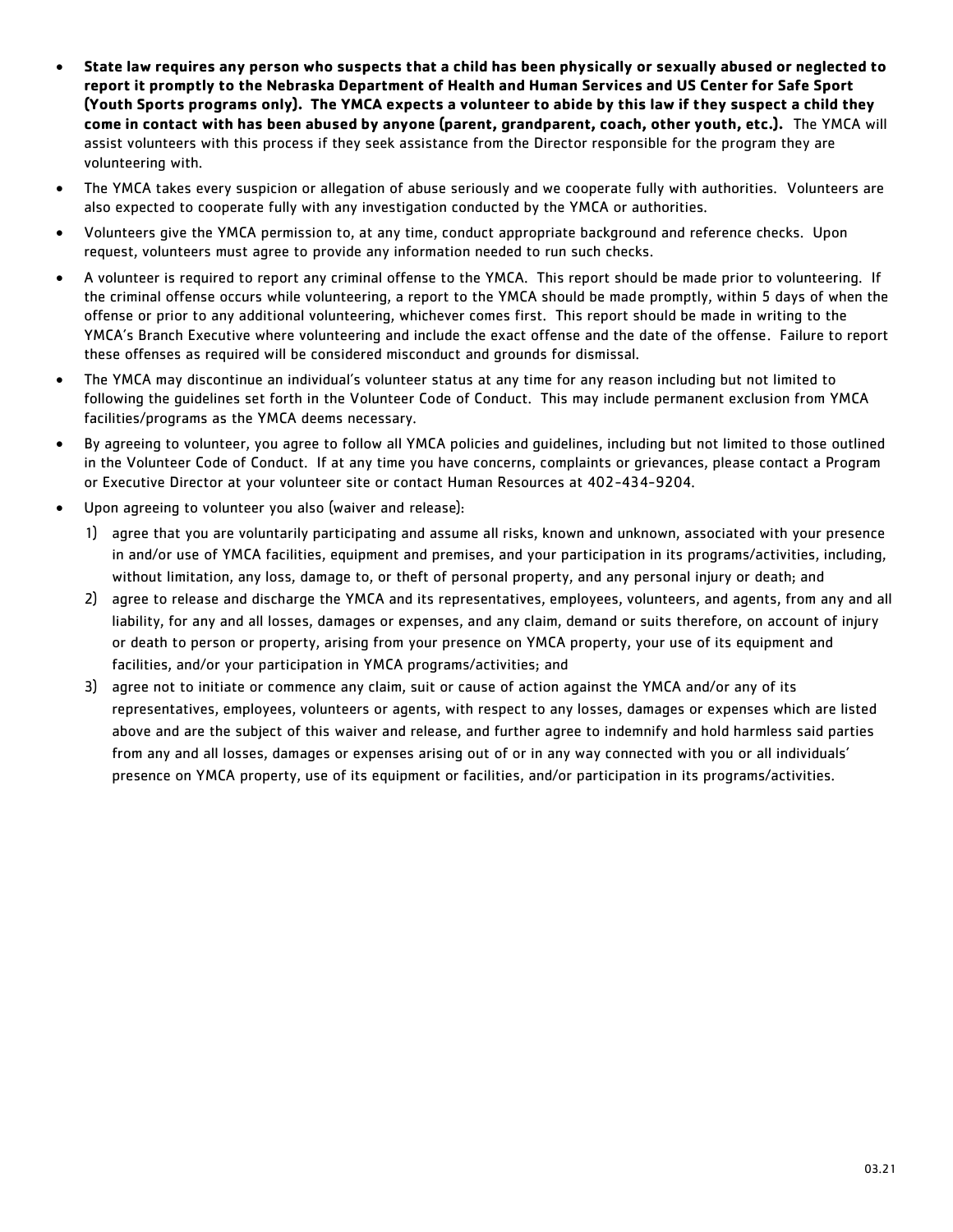- **State law requires any person who suspects that a child has been physically or sexually abused or neglected to report it promptly to the Nebraska Department of Health and Human Services and US Center for Safe Sport (Youth Sports programs only). The YMCA expects a volunteer to abide by this law if they suspect a child they come in contact with has been abused by anyone (parent, grandparent, coach, other youth, etc.).** The YMCA will assist volunteers with this process if they seek assistance from the Director responsible for the program they are volunteering with.
- The YMCA takes every suspicion or allegation of abuse seriously and we cooperate fully with authorities. Volunteers are also expected to cooperate fully with any investigation conducted by the YMCA or authorities.
- Volunteers give the YMCA permission to, at any time, conduct appropriate background and reference checks. Upon request, volunteers must agree to provide any information needed to run such checks.
- A volunteer is required to report any criminal offense to the YMCA. This report should be made prior to volunteering. If the criminal offense occurs while volunteering, a report to the YMCA should be made promptly, within 5 days of when the offense or prior to any additional volunteering, whichever comes first. This report should be made in writing to the YMCA's Branch Executive where volunteering and include the exact offense and the date of the offense. Failure to report these offenses as required will be considered misconduct and grounds for dismissal.
- The YMCA may discontinue an individual's volunteer status at any time for any reason including but not limited to following the guidelines set forth in the Volunteer Code of Conduct. This may include permanent exclusion from YMCA facilities/programs as the YMCA deems necessary.
- By agreeing to volunteer, you agree to follow all YMCA policies and guidelines, including but not limited to those outlined in the Volunteer Code of Conduct. If at any time you have concerns, complaints or grievances, please contact a Program or Executive Director at your volunteer site or contact Human Resources at 402-434-9204.
- Upon agreeing to volunteer you also (waiver and release):
  1) agree that you are voluntarily participating and assume all risks, known and unknown, associated with your presence in and/or use of YMCA facilities, equipment and premises, and your participation in its programs/activities, including, without limitation, any loss, damage to, or theft of personal property, and any personal injury or death; and
  2) agree to release and discharge the YMCA and its representatives, employees, volunteers, and agents, from any and all liability, for any and all losses, damages or expenses, and any claim, demand or suits therefore, on account of injury or death to person or property, arising from your presence on YMCA property, your use of its equipment and facilities, and/or your participation in YMCA programs/activities; and
  3) agree not to initiate or commence any claim, suit or cause of action against the YMCA and/or any of its representatives, employees, volunteers or agents, with respect to any losses, damages or expenses which are listed above and are the subject of this waiver and release, and further agree to indemnify and hold harmless said parties from any and all losses, damages or expenses arising out of or in any way connected with you or all individuals' presence on YMCA property, use of its equipment or facilities, and/or participation in its programs/activities.

03.21